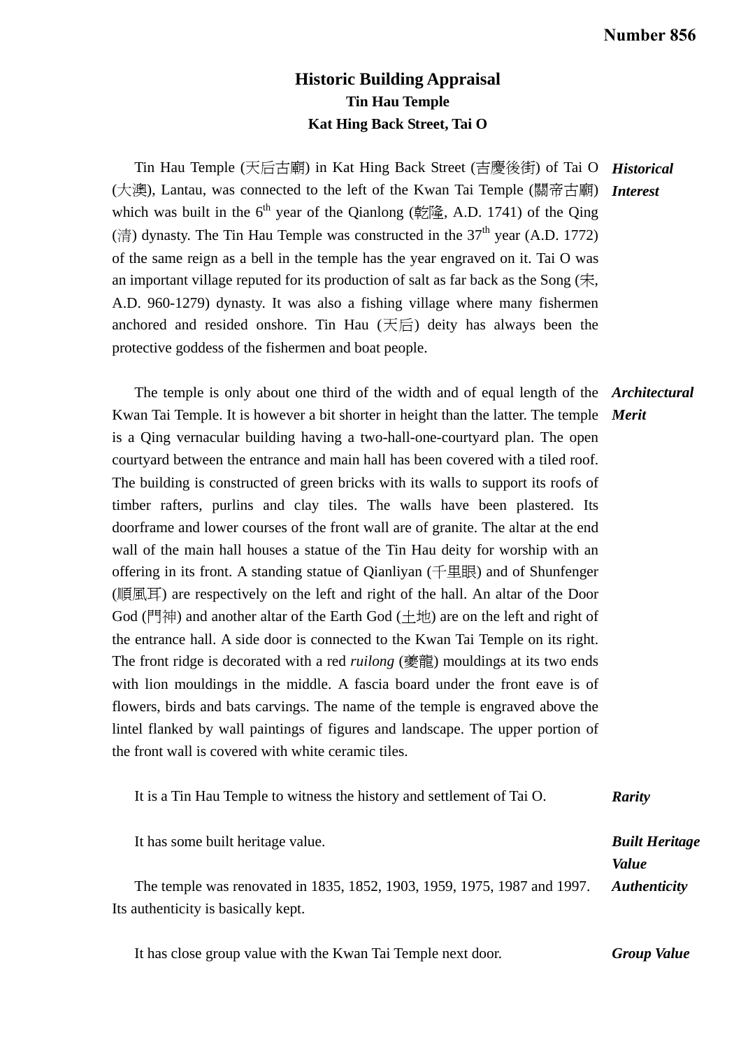**Number 856**

# Historic Building Appraisal
## Tin Hau Temple
## Kat Hing Back Street, Tai O

***Historical Interest***

Tin Hau Temple (天后古廟) in Kat Hing Back Street (吉慶後街) of Tai O (大澳), Lantau, was connected to the left of the Kwan Tai Temple (關帝古廟) which was built in the 6th year of the Qianlong (乾隆, A.D. 1741) of the Qing (清) dynasty. The Tin Hau Temple was constructed in the 37th year (A.D. 1772) of the same reign as a bell in the temple has the year engraved on it. Tai O was an important village reputed for its production of salt as far back as the Song (宋, A.D. 960-1279) dynasty. It was also a fishing village where many fishermen anchored and resided onshore. Tin Hau (天后) deity has always been the protective goddess of the fishermen and boat people.

***Architectural Merit***

The temple is only about one third of the width and of equal length of the Kwan Tai Temple. It is however a bit shorter in height than the latter. The temple is a Qing vernacular building having a two-hall-one-courtyard plan. The open courtyard between the entrance and main hall has been covered with a tiled roof. The building is constructed of green bricks with its walls to support its roofs of timber rafters, purlins and clay tiles. The walls have been plastered. Its doorframe and lower courses of the front wall are of granite. The altar at the end wall of the main hall houses a statue of the Tin Hau deity for worship with an offering in its front. A standing statue of Qianliyan (千里眼) and of Shunfenger (順風耳) are respectively on the left and right of the hall. An altar of the Door God (門神) and another altar of the Earth God (土地) are on the left and right of the entrance hall. A side door is connected to the Kwan Tai Temple on its right. The front ridge is decorated with a red *ruilong* (夔龍) mouldings at its two ends with lion mouldings in the middle. A fascia board under the front eave is of flowers, birds and bats carvings. The name of the temple is engraved above the lintel flanked by wall paintings of figures and landscape. The upper portion of the front wall is covered with white ceramic tiles.

***Rarity***

It is a Tin Hau Temple to witness the history and settlement of Tai O.

***Built Heritage Value***

It has some built heritage value.

***Authenticity***

The temple was renovated in 1835, 1852, 1903, 1959, 1975, 1987 and 1997. Its authenticity is basically kept.

***Group Value***

It has close group value with the Kwan Tai Temple next door.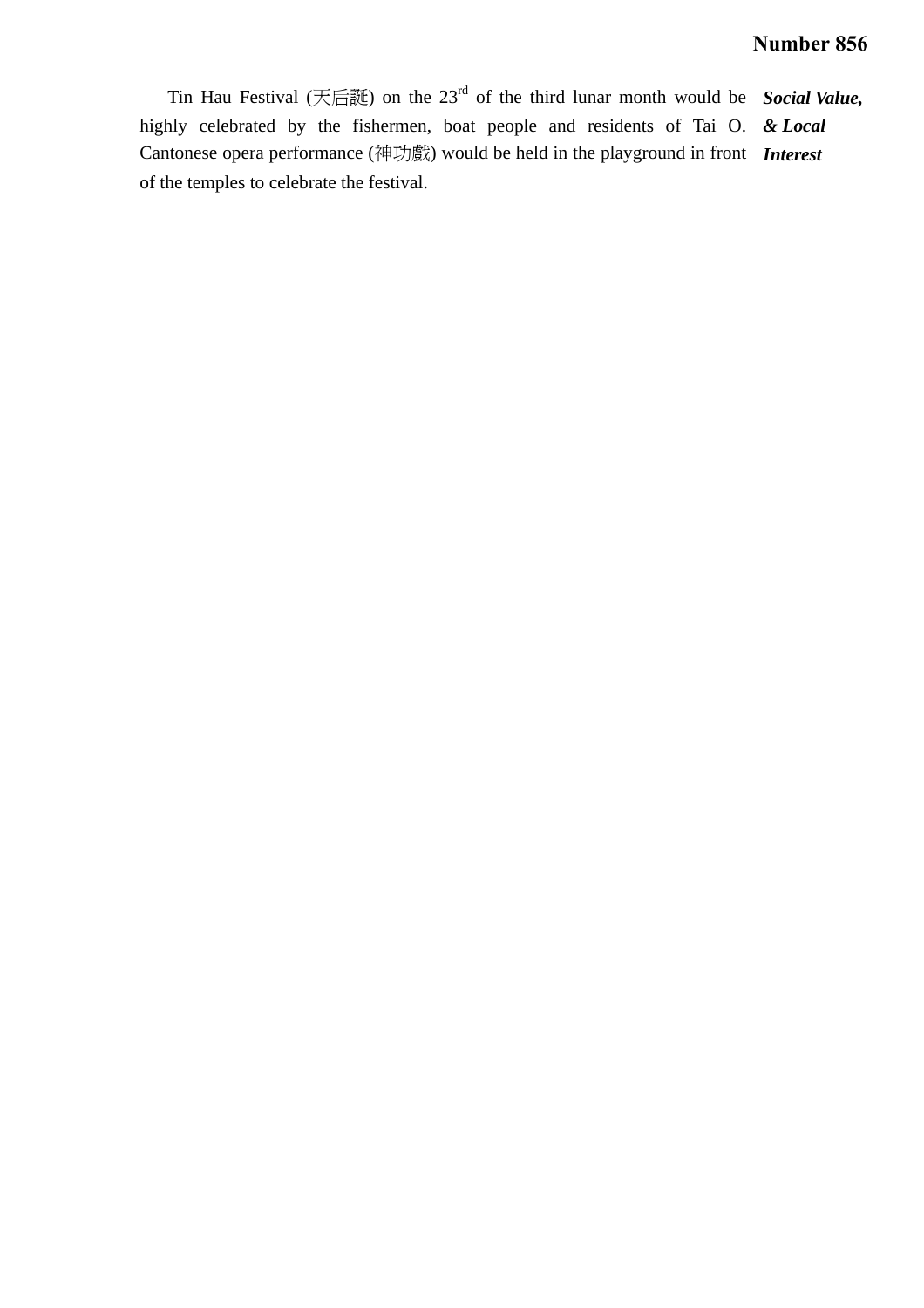Tin Hau Festival (天后誕) on the 23rd of the third lunar month would be highly celebrated by the fishermen, boat people and residents of Tai O. Cantonese opera performance (神功戲) would be held in the playground in front of the temples to celebrate the festival.

***Social Value, & Local Interest***